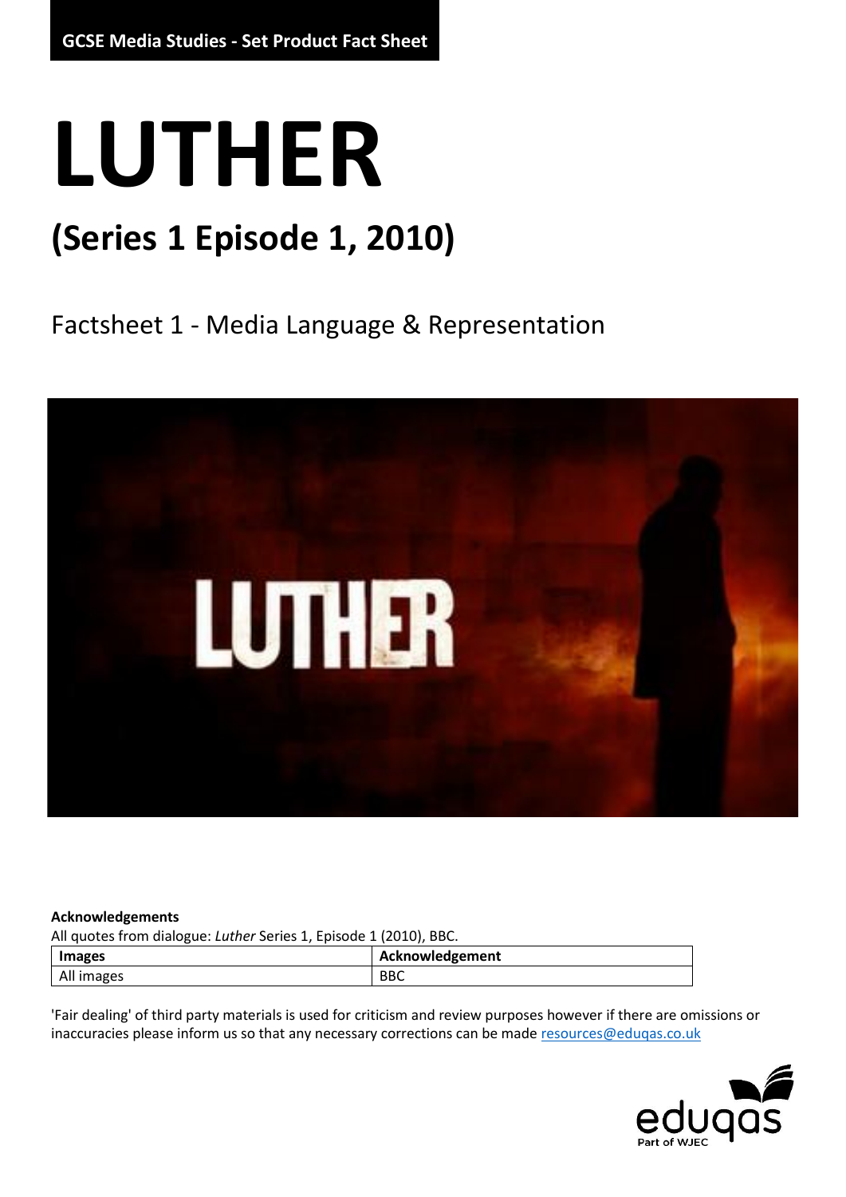**GCSE Media Studies - Set Product Fact Sheet**

# LUTHER

## (Series 1 Episode 1, 2010)

Factsheet 1 - Media Language & Representation

**Acknowledgements**

All quotes from dialogue: *Luther* Series 1, Episode 1 (2010), BBC.

| Images | Acknowledgement |
| --- | --- |
| All images | BBC |

'Fair dealing' of third party materials is used for criticism and review purposes however if there are omissions or inaccuracies please inform us so that any necessary corrections can be made resources@eduqas.co.uk

eduqas
Part of WJEC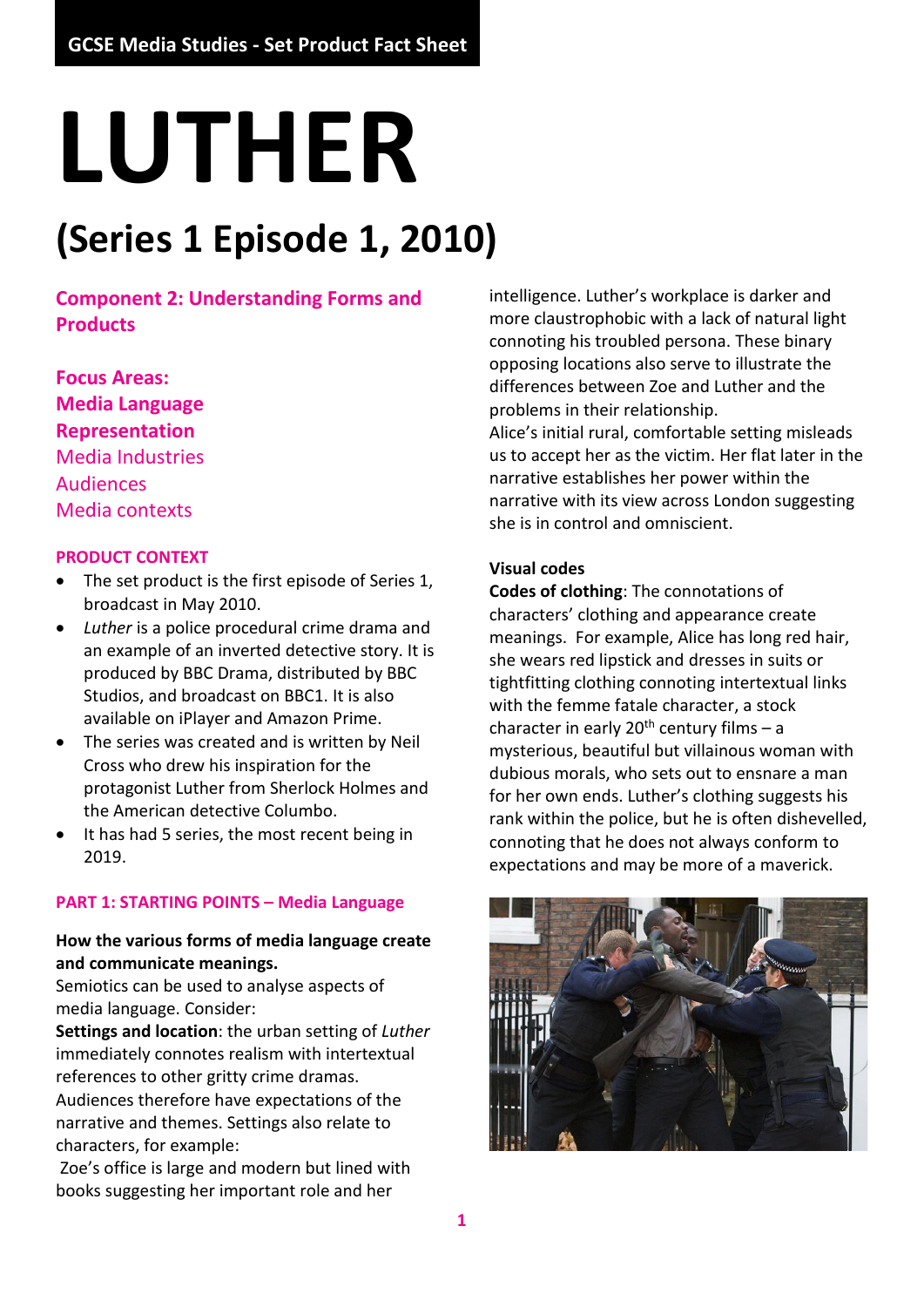GCSE Media Studies - Set Product Fact Sheet

# LUTHER

## (Series 1 Episode 1, 2010)

**Component 2: Understanding Forms and Products**

**Focus Areas:**
**Media Language**
**Representation**
Media Industries
Audiences
Media contexts

### PRODUCT CONTEXT

- The set product is the first episode of Series 1, broadcast in May 2010.
- *Luther* is a police procedural crime drama and an example of an inverted detective story. It is produced by BBC Drama, distributed by BBC Studios, and broadcast on BBC1. It is also available on iPlayer and Amazon Prime.
- The series was created and is written by Neil Cross who drew his inspiration for the protagonist Luther from Sherlock Holmes and the American detective Columbo.
- It has had 5 series, the most recent being in 2019.

### PART 1: STARTING POINTS – Media Language

**How the various forms of media language create and communicate meanings.**
Semiotics can be used to analyse aspects of media language. Consider:
**Settings and location**: the urban setting of *Luther* immediately connotes realism with intertextual references to other gritty crime dramas. Audiences therefore have expectations of the narrative and themes. Settings also relate to characters, for example:
Zoe's office is large and modern but lined with books suggesting her important role and her intelligence. Luther's workplace is darker and more claustrophobic with a lack of natural light connoting his troubled persona. These binary opposing locations also serve to illustrate the differences between Zoe and Luther and the problems in their relationship.
Alice's initial rural, comfortable setting misleads us to accept her as the victim. Her flat later in the narrative establishes her power within the narrative with its view across London suggesting she is in control and omniscient.

**Visual codes**
**Codes of clothing**: The connotations of characters' clothing and appearance create meanings. For example, Alice has long red hair, she wears red lipstick and dresses in suits or tightfitting clothing connoting intertextual links with the femme fatale character, a stock character in early 20th century films – a mysterious, beautiful but villainous woman with dubious morals, who sets out to ensnare a man for her own ends. Luther's clothing suggests his rank within the police, but he is often dishevelled, connoting that he does not always conform to expectations and may be more of a maverick.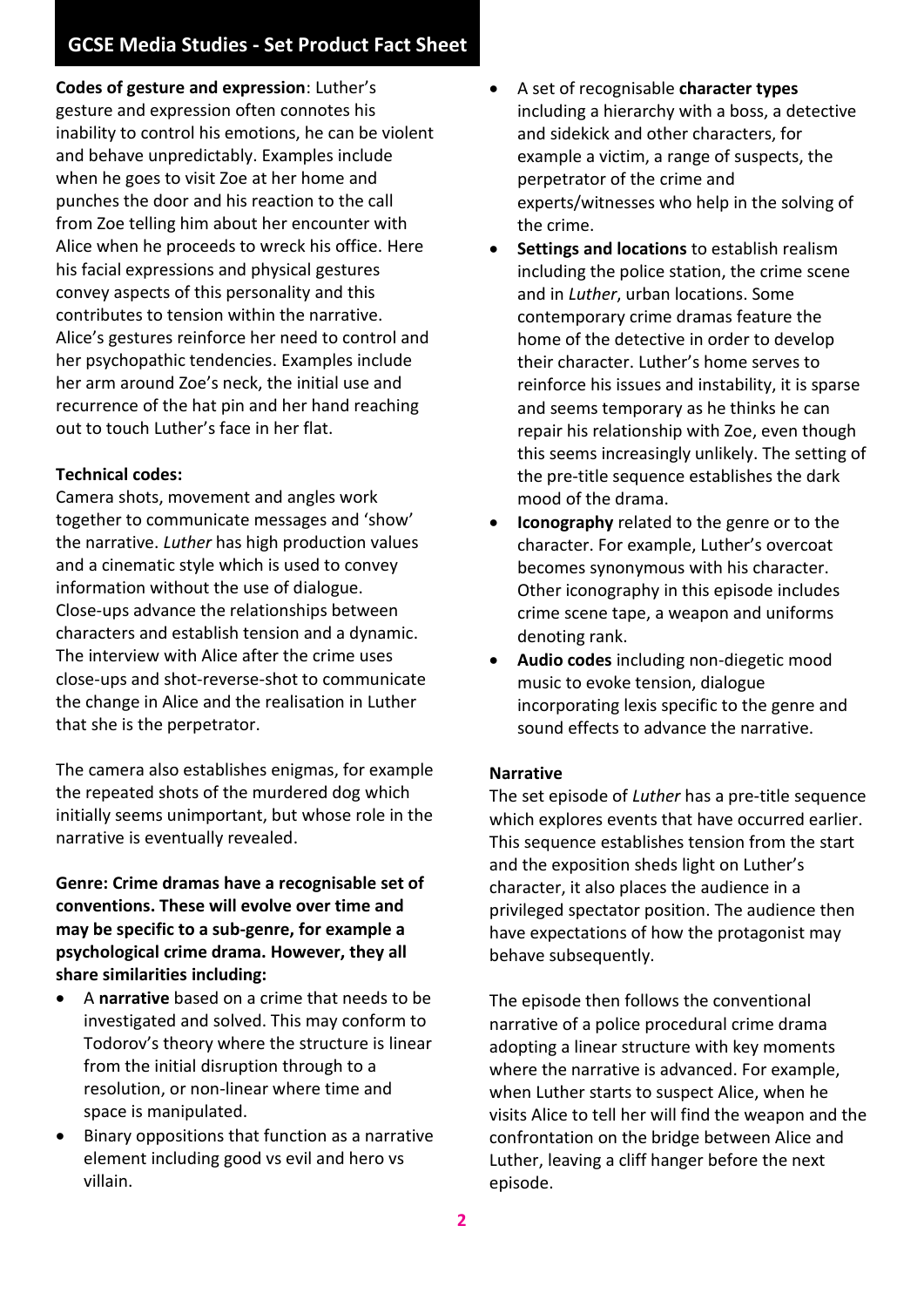**Codes of gesture and expression**: Luther's gesture and expression often connotes his inability to control his emotions, he can be violent and behave unpredictably. Examples include when he goes to visit Zoe at her home and punches the door and his reaction to the call from Zoe telling him about her encounter with Alice when he proceeds to wreck his office. Here his facial expressions and physical gestures convey aspects of this personality and this contributes to tension within the narrative. Alice's gestures reinforce her need to control and her psychopathic tendencies. Examples include her arm around Zoe's neck, the initial use and recurrence of the hat pin and her hand reaching out to touch Luther's face in her flat.

**Technical codes:**

Camera shots, movement and angles work together to communicate messages and 'show' the narrative. *Luther* has high production values and a cinematic style which is used to convey information without the use of dialogue. Close-ups advance the relationships between characters and establish tension and a dynamic. The interview with Alice after the crime uses close-ups and shot-reverse-shot to communicate the change in Alice and the realisation in Luther that she is the perpetrator.

The camera also establishes enigmas, for example the repeated shots of the murdered dog which initially seems unimportant, but whose role in the narrative is eventually revealed.

**Genre: Crime dramas have a recognisable set of conventions. These will evolve over time and may be specific to a sub-genre, for example a psychological crime drama. However, they all share similarities including:**

- A **narrative** based on a crime that needs to be investigated and solved. This may conform to Todorov's theory where the structure is linear from the initial disruption through to a resolution, or non-linear where time and space is manipulated.
- Binary oppositions that function as a narrative element including good vs evil and hero vs villain.
- A set of recognisable **character types** including a hierarchy with a boss, a detective and sidekick and other characters, for example a victim, a range of suspects, the perpetrator of the crime and experts/witnesses who help in the solving of the crime.
- **Settings and locations** to establish realism including the police station, the crime scene and in *Luther*, urban locations. Some contemporary crime dramas feature the home of the detective in order to develop their character. Luther's home serves to reinforce his issues and instability, it is sparse and seems temporary as he thinks he can repair his relationship with Zoe, even though this seems increasingly unlikely. The setting of the pre-title sequence establishes the dark mood of the drama.
- **Iconography** related to the genre or to the character. For example, Luther's overcoat becomes synonymous with his character. Other iconography in this episode includes crime scene tape, a weapon and uniforms denoting rank.
- **Audio codes** including non-diegetic mood music to evoke tension, dialogue incorporating lexis specific to the genre and sound effects to advance the narrative.

**Narrative**

The set episode of *Luther* has a pre-title sequence which explores events that have occurred earlier. This sequence establishes tension from the start and the exposition sheds light on Luther's character, it also places the audience in a privileged spectator position. The audience then have expectations of how the protagonist may behave subsequently.

The episode then follows the conventional narrative of a police procedural crime drama adopting a linear structure with key moments where the narrative is advanced. For example, when Luther starts to suspect Alice, when he visits Alice to tell her will find the weapon and the confrontation on the bridge between Alice and Luther, leaving a cliff hanger before the next episode.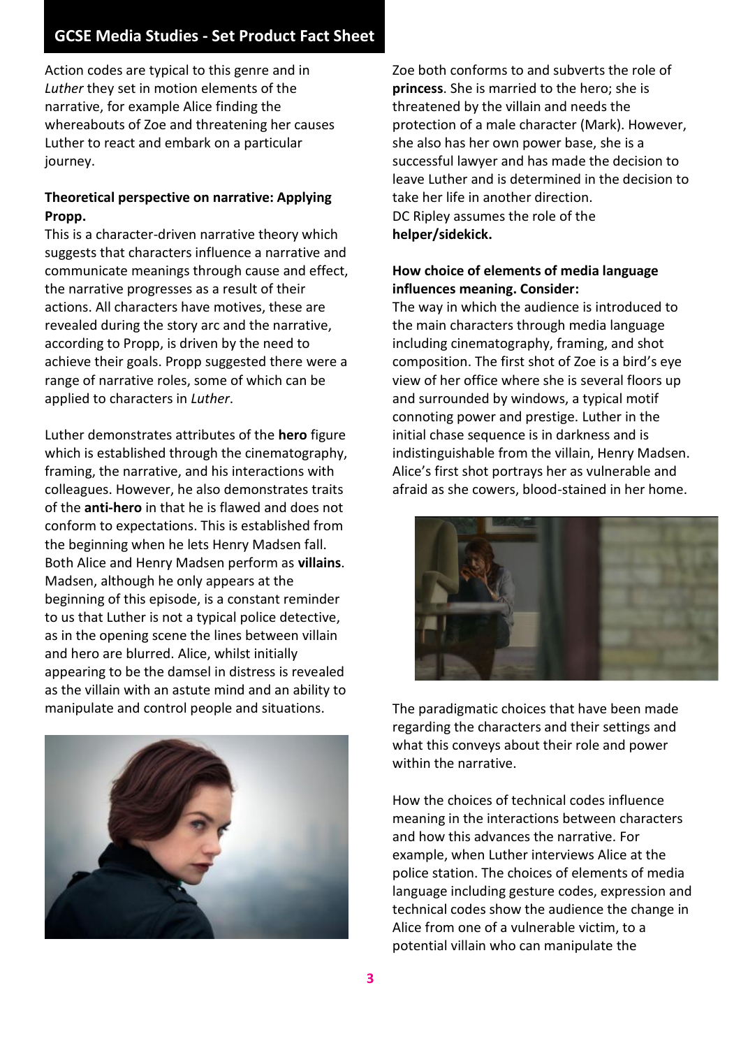Action codes are typical to this genre and in *Luther* they set in motion elements of the narrative, for example Alice finding the whereabouts of Zoe and threatening her causes Luther to react and embark on a particular journey.

**Theoretical perspective on narrative: Applying Propp.**

This is a character-driven narrative theory which suggests that characters influence a narrative and communicate meanings through cause and effect, the narrative progresses as a result of their actions. All characters have motives, these are revealed during the story arc and the narrative, according to Propp, is driven by the need to achieve their goals. Propp suggested there were a range of narrative roles, some of which can be applied to characters in *Luther*.

Luther demonstrates attributes of the **hero** figure which is established through the cinematography, framing, the narrative, and his interactions with colleagues. However, he also demonstrates traits of the **anti-hero** in that he is flawed and does not conform to expectations. This is established from the beginning when he lets Henry Madsen fall. Both Alice and Henry Madsen perform as **villains**. Madsen, although he only appears at the beginning of this episode, is a constant reminder to us that Luther is not a typical police detective, as in the opening scene the lines between villain and hero are blurred. Alice, whilst initially appearing to be the damsel in distress is revealed as the villain with an astute mind and an ability to manipulate and control people and situations.

Zoe both conforms to and subverts the role of **princess**. She is married to the hero; she is threatened by the villain and needs the protection of a male character (Mark). However, she also has her own power base, she is a successful lawyer and has made the decision to leave Luther and is determined in the decision to take her life in another direction.

DC Ripley assumes the role of the **helper/sidekick.**

**How choice of elements of media language influences meaning. Consider:**

The way in which the audience is introduced to the main characters through media language including cinematography, framing, and shot composition. The first shot of Zoe is a bird's eye view of her office where she is several floors up and surrounded by windows, a typical motif connoting power and prestige. Luther in the initial chase sequence is in darkness and is indistinguishable from the villain, Henry Madsen. Alice's first shot portrays her as vulnerable and afraid as she cowers, blood-stained in her home.

The paradigmatic choices that have been made regarding the characters and their settings and what this conveys about their role and power within the narrative.

How the choices of technical codes influence meaning in the interactions between characters and how this advances the narrative. For example, when Luther interviews Alice at the police station. The choices of elements of media language including gesture codes, expression and technical codes show the audience the change in Alice from one of a vulnerable victim, to a potential villain who can manipulate the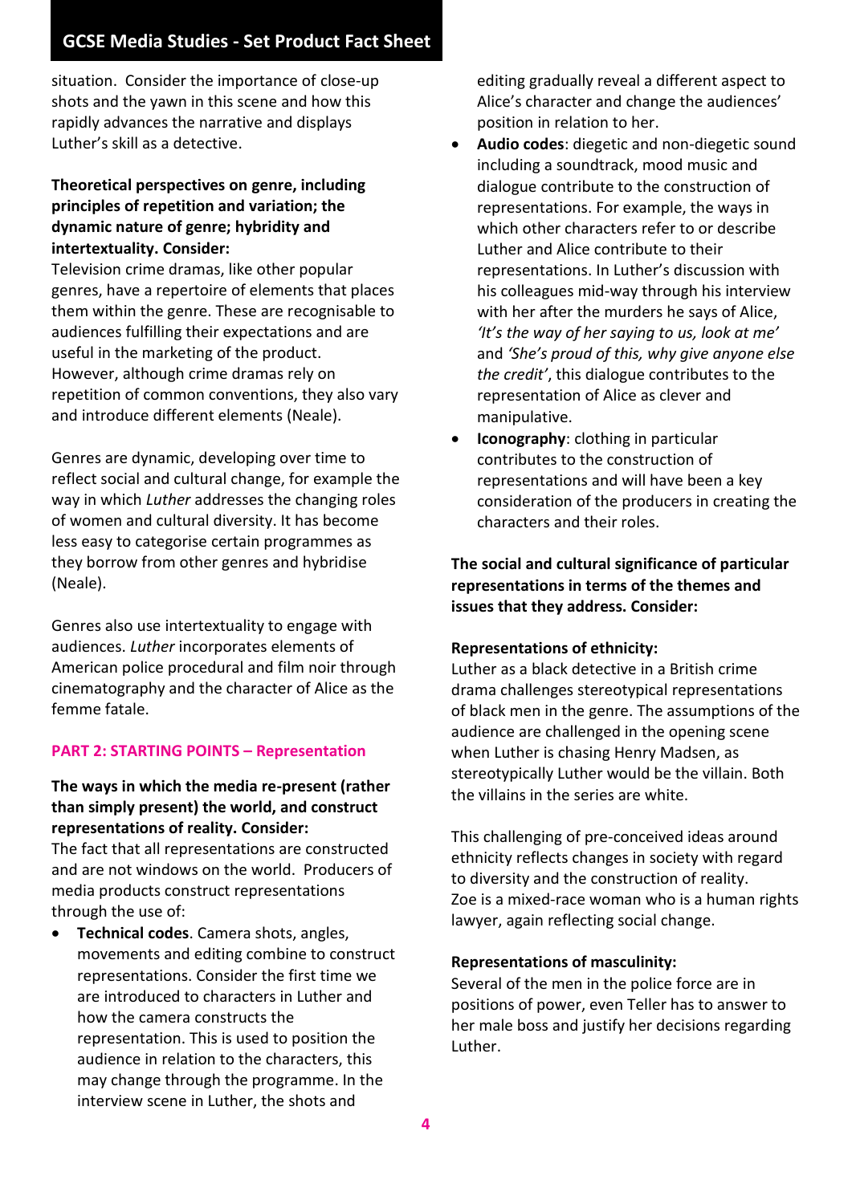situation. Consider the importance of close-up shots and the yawn in this scene and how this rapidly advances the narrative and displays Luther's skill as a detective.

**Theoretical perspectives on genre, including principles of repetition and variation; the dynamic nature of genre; hybridity and intertextuality. Consider:**

Television crime dramas, like other popular genres, have a repertoire of elements that places them within the genre. These are recognisable to audiences fulfilling their expectations and are useful in the marketing of the product. However, although crime dramas rely on repetition of common conventions, they also vary and introduce different elements (Neale).

Genres are dynamic, developing over time to reflect social and cultural change, for example the way in which *Luther* addresses the changing roles of women and cultural diversity. It has become less easy to categorise certain programmes as they borrow from other genres and hybridise (Neale).

Genres also use intertextuality to engage with audiences. *Luther* incorporates elements of American police procedural and film noir through cinematography and the character of Alice as the femme fatale.

## PART 2: STARTING POINTS – Representation

**The ways in which the media re-present (rather than simply present) the world, and construct representations of reality. Consider:**

The fact that all representations are constructed and are not windows on the world. Producers of media products construct representations through the use of:

- **Technical codes**. Camera shots, angles, movements and editing combine to construct representations. Consider the first time we are introduced to characters in Luther and how the camera constructs the representation. This is used to position the audience in relation to the characters, this may change through the programme. In the interview scene in Luther, the shots and editing gradually reveal a different aspect to Alice's character and change the audiences' position in relation to her.
- **Audio codes**: diegetic and non-diegetic sound including a soundtrack, mood music and dialogue contribute to the construction of representations. For example, the ways in which other characters refer to or describe Luther and Alice contribute to their representations. In Luther's discussion with his colleagues mid-way through his interview with her after the murders he says of Alice, *'It's the way of her saying to us, look at me'* and *'She's proud of this, why give anyone else the credit'*, this dialogue contributes to the representation of Alice as clever and manipulative.
- **Iconography**: clothing in particular contributes to the construction of representations and will have been a key consideration of the producers in creating the characters and their roles.

**The social and cultural significance of particular representations in terms of the themes and issues that they address. Consider:**

**Representations of ethnicity:**

Luther as a black detective in a British crime drama challenges stereotypical representations of black men in the genre. The assumptions of the audience are challenged in the opening scene when Luther is chasing Henry Madsen, as stereotypically Luther would be the villain. Both the villains in the series are white.

This challenging of pre-conceived ideas around ethnicity reflects changes in society with regard to diversity and the construction of reality. Zoe is a mixed-race woman who is a human rights lawyer, again reflecting social change.

**Representations of masculinity:**

Several of the men in the police force are in positions of power, even Teller has to answer to her male boss and justify her decisions regarding Luther.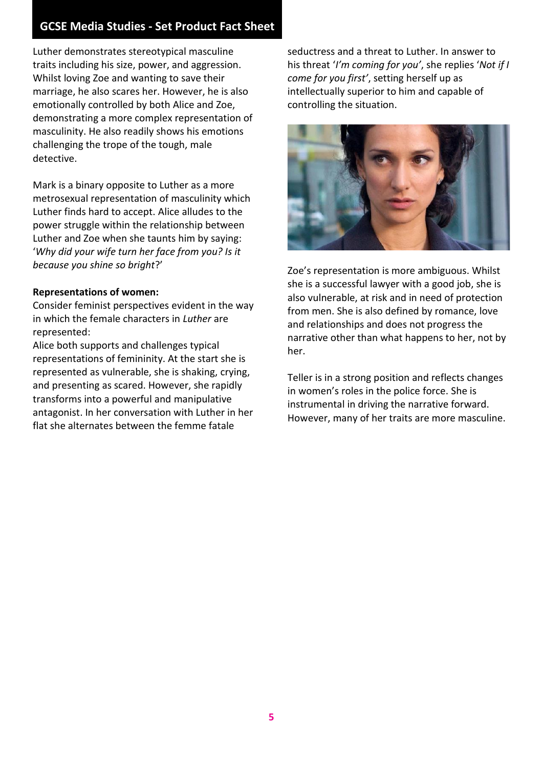Luther demonstrates stereotypical masculine traits including his size, power, and aggression. Whilst loving Zoe and wanting to save their marriage, he also scares her. However, he is also emotionally controlled by both Alice and Zoe, demonstrating a more complex representation of masculinity. He also readily shows his emotions challenging the trope of the tough, male detective.

Mark is a binary opposite to Luther as a more metrosexual representation of masculinity which Luther finds hard to accept. Alice alludes to the power struggle within the relationship between Luther and Zoe when she taunts him by saying: '*Why did your wife turn her face from you? Is it because you shine so bright*?'

**Representations of women:**

Consider feminist perspectives evident in the way in which the female characters in *Luther* are represented:

Alice both supports and challenges typical representations of femininity. At the start she is represented as vulnerable, she is shaking, crying, and presenting as scared. However, she rapidly transforms into a powerful and manipulative antagonist. In her conversation with Luther in her flat she alternates between the femme fatale seductress and a threat to Luther. In answer to his threat '*I'm coming for you'*, she replies '*Not if I come for you first'*, setting herself up as intellectually superior to him and capable of controlling the situation.

Zoe's representation is more ambiguous. Whilst she is a successful lawyer with a good job, she is also vulnerable, at risk and in need of protection from men. She is also defined by romance, love and relationships and does not progress the narrative other than what happens to her, not by her.

Teller is in a strong position and reflects changes in women's roles in the police force. She is instrumental in driving the narrative forward. However, many of her traits are more masculine.